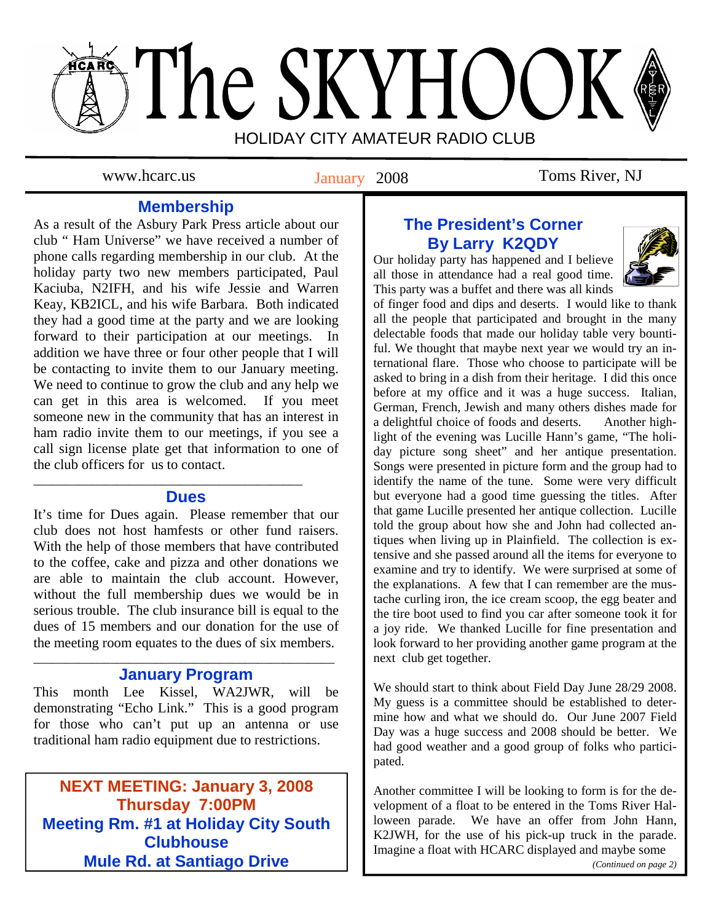# The SKYHOOK

HOLIDAY CITY AMATEUR RADIO CLUB

www.hcarc.us | January 2008 | Toms River, NJ

## Membership

As a result of the Asbury Park Press article about our club " Ham Universe" we have received a number of phone calls regarding membership in our club. At the holiday party two new members participated, Paul Kaciuba, N2IFH, and his wife Jessie and Warren Keay, KB2ICL, and his wife Barbara. Both indicated they had a good time at the party and we are looking forward to their participation at our meetings. In addition we have three or four other people that I will be contacting to invite them to our January meeting. We need to continue to grow the club and any help we can get in this area is welcomed. If you meet someone new in the community that has an interest in ham radio invite them to our meetings, if you see a call sign license plate get that information to one of the club officers for us to contact.

## Dues

It's time for Dues again. Please remember that our club does not host hamfests or other fund raisers. With the help of those members that have contributed to the coffee, cake and pizza and other donations we are able to maintain the club account. However, without the full membership dues we would be in serious trouble. The club insurance bill is equal to the dues of 15 members and our donation for the use of the meeting room equates to the dues of six members.

## January Program

This month Lee Kissel, WA2JWR, will be demonstrating "Echo Link." This is a good program for those who can't put up an antenna or use traditional ham radio equipment due to restrictions.

**NEXT MEETING: January 3, 2008**
**Thursday 7:00PM**
**Meeting Rm. #1 at Holiday City South Clubhouse**
**Mule Rd. at Santiago Drive**

## The President's Corner
## By Larry K2QDY

Our holiday party has happened and I believe all those in attendance had a real good time. This party was a buffet and there was all kinds of finger food and dips and deserts. I would like to thank all the people that participated and brought in the many delectable foods that made our holiday table very bountiful. We thought that maybe next year we would try an international flare. Those who choose to participate will be asked to bring in a dish from their heritage. I did this once before at my office and it was a huge success. Italian, German, French, Jewish and many others dishes made for a delightful choice of foods and deserts. Another highlight of the evening was Lucille Hann's game, "The holiday picture song sheet" and her antique presentation. Songs were presented in picture form and the group had to identify the name of the tune. Some were very difficult but everyone had a good time guessing the titles. After that game Lucille presented her antique collection. Lucille told the group about how she and John had collected antiques when living up in Plainfield. The collection is extensive and she passed around all the items for everyone to examine and try to identify. We were surprised at some of the explanations. A few that I can remember are the mustache curling iron, the ice cream scoop, the egg beater and the tire boot used to find you car after someone took it for a joy ride. We thanked Lucille for fine presentation and look forward to her providing another game program at the next club get together.

We should start to think about Field Day June 28/29 2008. My guess is a committee should be established to determine how and what we should do. Our June 2007 Field Day was a huge success and 2008 should be better. We had good weather and a good group of folks who participated.

Another committee I will be looking to form is for the development of a float to be entered in the Toms River Halloween parade. We have an offer from John Hann, K2JWH, for the use of his pick-up truck in the parade. Imagine a float with HCARC displayed and maybe some

*(Continued on page 2)*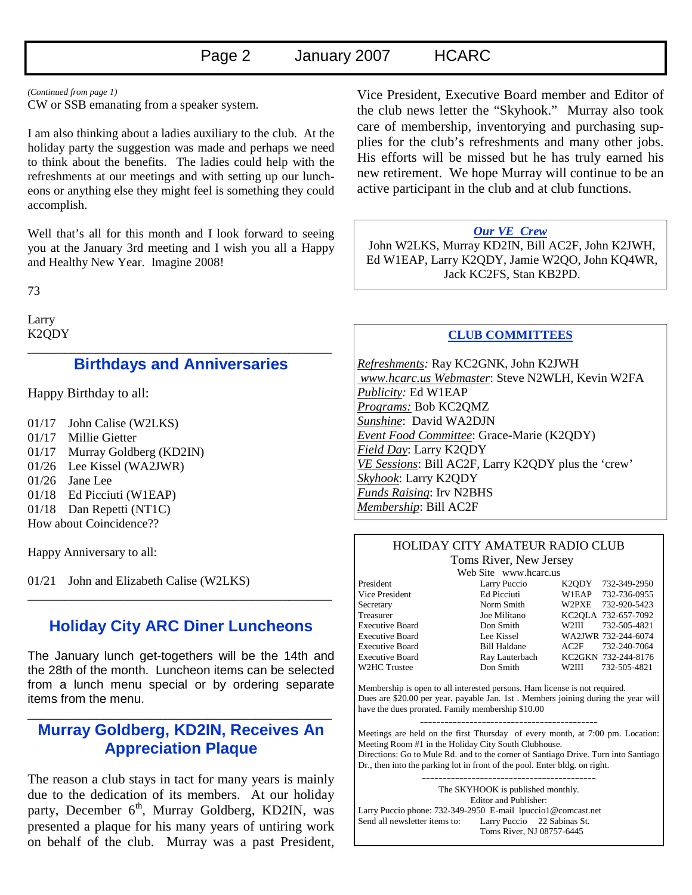*(Continued from page 1)*
CW or SSB emanating from a speaker system.

I am also thinking about a ladies auxiliary to the club. At the holiday party the suggestion was made and perhaps we need to think about the benefits. The ladies could help with the refreshments at our meetings and with setting up our luncheons or anything else they might feel is something they could accomplish.

Well that's all for this month and I look forward to seeing you at the January 3rd meeting and I wish you all a Happy and Healthy New Year. Imagine 2008!

73

Larry
K2QDY

## Birthdays and Anniversaries

Happy Birthday to all:

01/17 John Calise (W2LKS)
01/17 Millie Gietter
01/17 Murray Goldberg (KD2IN)
01/26 Lee Kissel (WA2JWR)
01/26 Jane Lee
01/18 Ed Picciuti (W1EAP)
01/18 Dan Repetti (NT1C)
How about Coincidence??

Happy Anniversary to all:

01/21 John and Elizabeth Calise (W2LKS)

## Holiday City ARC Diner Luncheons

The January lunch get-togethers will be the 14th and the 28th of the month. Luncheon items can be selected from a lunch menu special or by ordering separate items from the menu.

## Murray Goldberg, KD2IN, Receives An Appreciation Plaque

The reason a club stays in tact for many years is mainly due to the dedication of its members. At our holiday party, December 6th, Murray Goldberg, KD2IN, was presented a plaque for his many years of untiring work on behalf of the club. Murray was a past President, Vice President, Executive Board member and Editor of the club news letter the "Skyhook." Murray also took care of membership, inventorying and purchasing supplies for the club's refreshments and many other jobs. His efforts will be missed but he has truly earned his new retirement. We hope Murray will continue to be an active participant in the club and at club functions.

### *Our VE Crew*

John W2LKS, Murray KD2IN, Bill AC2F, John K2JWH, Ed W1EAP, Larry K2QDY, Jamie W2QO, John KQ4WR, Jack KC2FS, Stan KB2PD.

### CLUB COMMITTEES

*Refreshments:* Ray KC2GNK, John K2JWH
*www.hcarc.us Webmaster*: Steve N2WLH, Kevin W2FA
*Publicity:* Ed W1EAP
*Programs:* Bob KC2QMZ
*Sunshine*: David WA2DJN
*Event Food Committee*: Grace-Marie (K2QDY)
*Field Day*: Larry K2QDY
*VE Sessions*: Bill AC2F, Larry K2QDY plus the 'crew'
*Skyhook*: Larry K2QDY
*Funds Raising*: Irv N2BHS
*Membership*: Bill AC2F

### HOLIDAY CITY AMATEUR RADIO CLUB

Toms River, New Jersey
Web Site www.hcarc.us

| Position | Name | Call | Phone |
|---|---|---|---|
| President | Larry Puccio | K2QDY | 732-349-2950 |
| Vice President | Ed Picciuti | W1EAP | 732-736-0955 |
| Secretary | Norm Smith | W2PXE | 732-920-5423 |
| Treasurer | Joe Militano | KC2QLA | 732-657-7092 |
| Executive Board | Don Smith | W2III | 732-505-4821 |
| Executive Board | Lee Kissel | WA2JWR | 732-244-6074 |
| Executive Board | Bill Haldane | AC2F | 732-240-7064 |
| Executive Board | Ray Lauterbach | KC2GKN | 732-244-8176 |
| W2HC Trustee | Don Smith | W2III | 732-505-4821 |

Membership is open to all interested persons. Ham license is not required. Dues are $20.00 per year, payable Jan. 1st . Members joining during the year will have the dues prorated. Family membership $10.00

-------------------------------------------

Meetings are held on the first Thursday of every month, at 7:00 pm. Location: Meeting Room #1 in the Holiday City South Clubhouse.
Directions: Go to Mule Rd. and to the corner of Santiago Drive. Turn into Santiago Dr., then into the parking lot in front of the pool. Enter bldg. on right.

-------------------------------------------

The SKYHOOK is published monthly.
Editor and Publisher:
Larry Puccio phone: 732-349-2950 E-mail lpuccio1@comcast.net
Send all newsletter items to: Larry Puccio 22 Sabinas St.
Toms River, NJ 08757-6445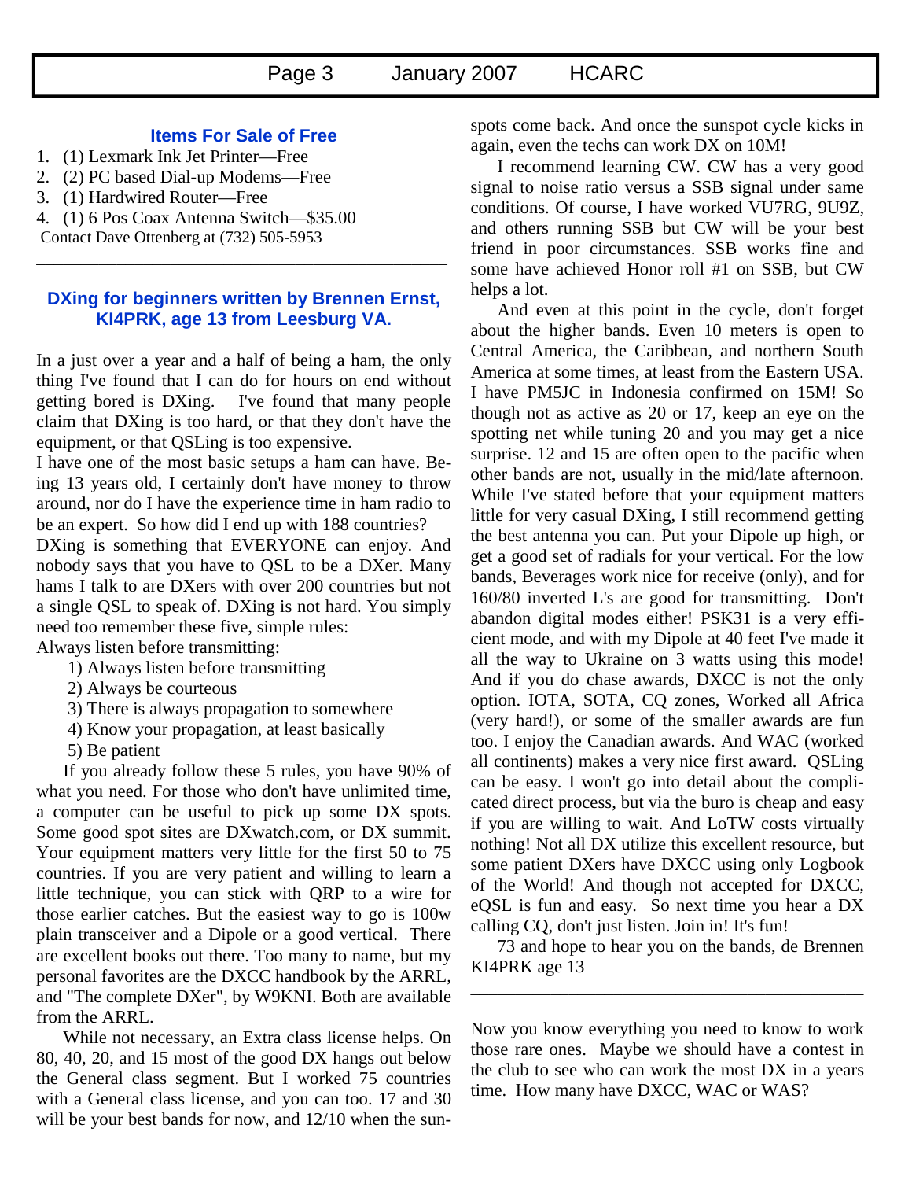## Items For Sale of Free

1. (1) Lexmark Ink Jet Printer—Free
2. (2) PC based Dial-up Modems—Free
3. (1) Hardwired Router—Free
4. (1) 6 Pos Coax Antenna Switch—$35.00

Contact Dave Ottenberg at (732) 505-5953

---

## DXing for beginners written by Brennen Ernst, KI4PRK, age 13 from Leesburg VA.

In a just over a year and a half of being a ham, the only thing I've found that I can do for hours on end without getting bored is DXing. I've found that many people claim that DXing is too hard, or that they don't have the equipment, or that QSLing is too expensive.

I have one of the most basic setups a ham can have. Being 13 years old, I certainly don't have money to throw around, nor do I have the experience time in ham radio to be an expert. So how did I end up with 188 countries?

DXing is something that EVERYONE can enjoy. And nobody says that you have to QSL to be a DXer. Many hams I talk to are DXers with over 200 countries but not a single QSL to speak of. DXing is not hard. You simply need too remember these five, simple rules:

Always listen before transmitting:

1) Always listen before transmitting
2) Always be courteous
3) There is always propagation to somewhere
4) Know your propagation, at least basically
5) Be patient

If you already follow these 5 rules, you have 90% of what you need. For those who don't have unlimited time, a computer can be useful to pick up some DX spots. Some good spot sites are DXwatch.com, or DX summit. Your equipment matters very little for the first 50 to 75 countries. If you are very patient and willing to learn a little technique, you can stick with QRP to a wire for those earlier catches. But the easiest way to go is 100w plain transceiver and a Dipole or a good vertical. There are excellent books out there. Too many to name, but my personal favorites are the DXCC handbook by the ARRL, and "The complete DXer", by W9KNI. Both are available from the ARRL.

While not necessary, an Extra class license helps. On 80, 40, 20, and 15 most of the good DX hangs out below the General class segment. But I worked 75 countries with a General class license, and you can too. 17 and 30 will be your best bands for now, and 12/10 when the sunspots come back. And once the sunspot cycle kicks in again, even the techs can work DX on 10M!

I recommend learning CW. CW has a very good signal to noise ratio versus a SSB signal under same conditions. Of course, I have worked VU7RG, 9U9Z, and others running SSB but CW will be your best friend in poor circumstances. SSB works fine and some have achieved Honor roll #1 on SSB, but CW helps a lot.

And even at this point in the cycle, don't forget about the higher bands. Even 10 meters is open to Central America, the Caribbean, and northern South America at some times, at least from the Eastern USA. I have PM5JC in Indonesia confirmed on 15M! So though not as active as 20 or 17, keep an eye on the spotting net while tuning 20 and you may get a nice surprise. 12 and 15 are often open to the pacific when other bands are not, usually in the mid/late afternoon. While I've stated before that your equipment matters little for very casual DXing, I still recommend getting the best antenna you can. Put your Dipole up high, or get a good set of radials for your vertical. For the low bands, Beverages work nice for receive (only), and for 160/80 inverted L's are good for transmitting. Don't abandon digital modes either! PSK31 is a very efficient mode, and with my Dipole at 40 feet I've made it all the way to Ukraine on 3 watts using this mode! And if you do chase awards, DXCC is not the only option. IOTA, SOTA, CQ zones, Worked all Africa (very hard!), or some of the smaller awards are fun too. I enjoy the Canadian awards. And WAC (worked all continents) makes a very nice first award. QSLing can be easy. I won't go into detail about the complicated direct process, but via the buro is cheap and easy if you are willing to wait. And LoTW costs virtually nothing! Not all DX utilize this excellent resource, but some patient DXers have DXCC using only Logbook of the World! And though not accepted for DXCC, eQSL is fun and easy. So next time you hear a DX calling CQ, don't just listen. Join in! It's fun!

73 and hope to hear you on the bands, de Brennen KI4PRK age 13

---

Now you know everything you need to know to work those rare ones. Maybe we should have a contest in the club to see who can work the most DX in a years time. How many have DXCC, WAC or WAS?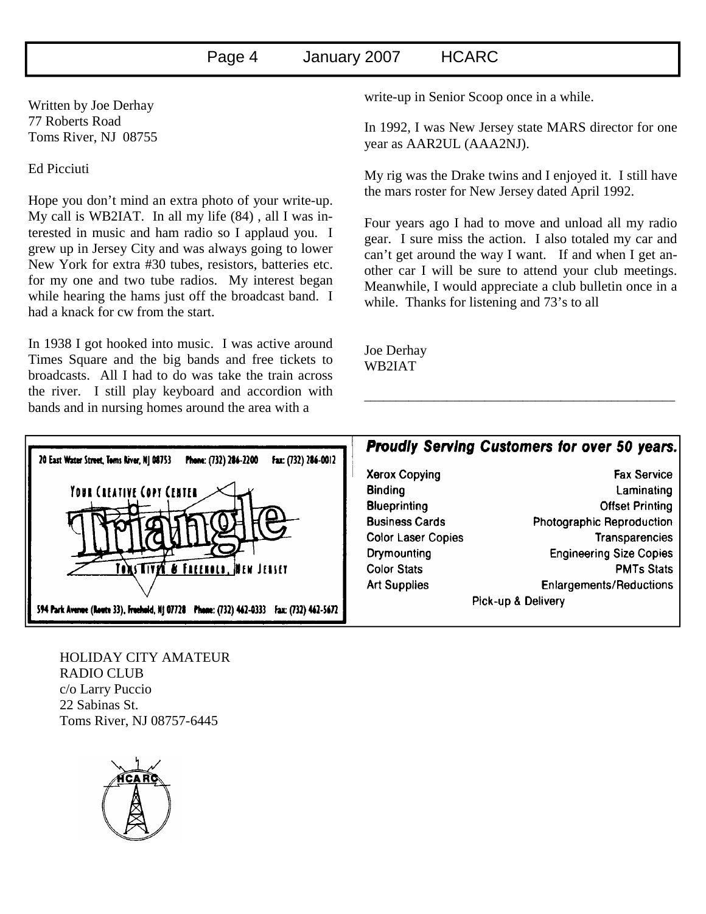Written by Joe Derhay
77 Roberts Road
Toms River, NJ 08755

Ed Picciuti

Hope you don't mind an extra photo of your write-up. My call is WB2IAT. In all my life (84) , all I was interested in music and ham radio so I applaud you. I grew up in Jersey City and was always going to lower New York for extra #30 tubes, resistors, batteries etc. for my one and two tube radios. My interest began while hearing the hams just off the broadcast band. I had a knack for cw from the start.

In 1938 I got hooked into music. I was active around Times Square and the big bands and free tickets to broadcasts. All I had to do was take the train across the river. I still play keyboard and accordion with bands and in nursing homes around the area with a write-up in Senior Scoop once in a while.

In 1992, I was New Jersey state MARS director for one year as AAR2UL (AAA2NJ).

My rig was the Drake twins and I enjoyed it. I still have the mars roster for New Jersey dated April 1992.

Four years ago I had to move and unload all my radio gear. I sure miss the action. I also totaled my car and can't get around the way I want. If and when I get another car I will be sure to attend your club meetings. Meanwhile, I would appreciate a club bulletin once in a while. Thanks for listening and 73's to all

Joe Derhay
WB2IAT

---

20 East Water Street, Toms River, NJ 08753 Phone: (732) 286-2200 Fax: (732) 286-0012

YOUR CREATIVE COPY CENTER

**Triangle**

TOMS RIVER & FREEHOLD, NEW JERSEY

594 Park Avenue (Route 33), Freehold, NJ 07728 Phone: (732) 462-0333 Fax: (732) 462-5672

***Proudly Serving Customers for over 50 years.***

| | |
|---|---|
| Xerox Copying | Fax Service |
| Binding | Laminating |
| Blueprinting | Offset Printing |
| Business Cards | Photographic Reproduction |
| Color Laser Copies | Transparencies |
| Drymounting | Engineering Size Copies |
| Color Stats | PMTs Stats |
| Art Supplies | Enlargements/Reductions |

Pick-up & Delivery

HOLIDAY CITY AMATEUR
RADIO CLUB
c/o Larry Puccio
22 Sabinas St.
Toms River, NJ 08757-6445

HCARC